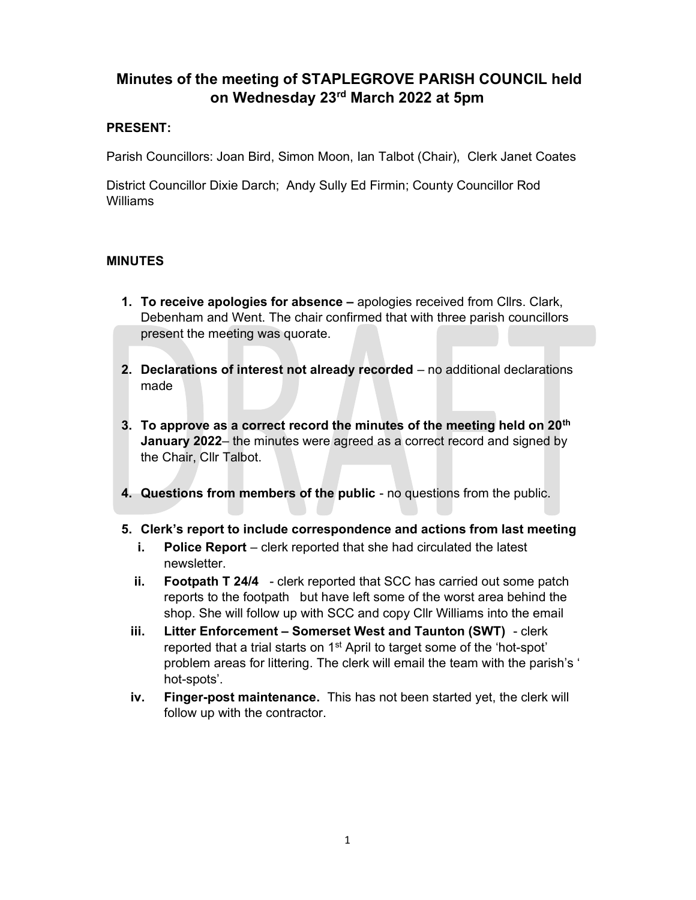# Minutes of the meeting of STAPLEGROVE PARISH COUNCIL held on Wednesday 23rd March 2022 at 5pm

**PRESENT:**

Parish Councillors: Joan Bird, Simon Moon, Ian Talbot (Chair), Clerk Janet Coates

District Councillor Dixie Darch; Andy Sully Ed Firmin; County Councillor Rod Williams

**MINUTES**

1. **To receive apologies for absence –** apologies received from Cllrs. Clark, Debenham and Went. The chair confirmed that with three parish councillors present the meeting was quorate.

2. **Declarations of interest not already recorded** – no additional declarations made

3. **To approve as a correct record the minutes of the meeting held on 20th January 2022**– the minutes were agreed as a correct record and signed by the Chair, Cllr Talbot.

4. **Questions from members of the public** - no questions from the public.

5. **Clerk's report to include correspondence and actions from last meeting**
   i. **Police Report** – clerk reported that she had circulated the latest newsletter.
   ii. **Footpath T 24/4** - clerk reported that SCC has carried out some patch reports to the footpath but have left some of the worst area behind the shop. She will follow up with SCC and copy Cllr Williams into the email
   iii. **Litter Enforcement – Somerset West and Taunton (SWT)** - clerk reported that a trial starts on 1st April to target some of the 'hot-spot' problem areas for littering. The clerk will email the team with the parish's ' hot-spots'.
   iv. **Finger-post maintenance.** This has not been started yet, the clerk will follow up with the contractor.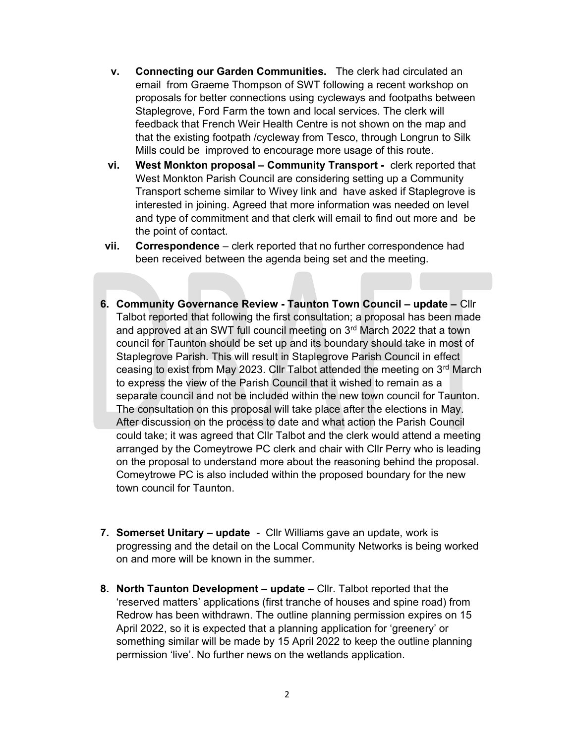v. **Connecting our Garden Communities.** The clerk had circulated an email from Graeme Thompson of SWT following a recent workshop on proposals for better connections using cycleways and footpaths between Staplegrove, Ford Farm the town and local services. The clerk will feedback that French Weir Health Centre is not shown on the map and that the existing footpath /cycleway from Tesco, through Longrun to Silk Mills could be improved to encourage more usage of this route.

vi. **West Monkton proposal – Community Transport -** clerk reported that West Monkton Parish Council are considering setting up a Community Transport scheme similar to Wivey link and have asked if Staplegrove is interested in joining. Agreed that more information was needed on level and type of commitment and that clerk will email to find out more and be the point of contact.

vii. **Correspondence** – clerk reported that no further correspondence had been received between the agenda being set and the meeting.

6. **Community Governance Review - Taunton Town Council – update –** Cllr Talbot reported that following the first consultation; a proposal has been made and approved at an SWT full council meeting on 3rd March 2022 that a town council for Taunton should be set up and its boundary should take in most of Staplegrove Parish. This will result in Staplegrove Parish Council in effect ceasing to exist from May 2023. Cllr Talbot attended the meeting on 3rd March to express the view of the Parish Council that it wished to remain as a separate council and not be included within the new town council for Taunton. The consultation on this proposal will take place after the elections in May. After discussion on the process to date and what action the Parish Council could take; it was agreed that Cllr Talbot and the clerk would attend a meeting arranged by the Comeytrowe PC clerk and chair with Cllr Perry who is leading on the proposal to understand more about the reasoning behind the proposal. Comeytrowe PC is also included within the proposed boundary for the new town council for Taunton.

7. **Somerset Unitary – update** - Cllr Williams gave an update, work is progressing and the detail on the Local Community Networks is being worked on and more will be known in the summer.

8. **North Taunton Development – update –** Cllr. Talbot reported that the 'reserved matters' applications (first tranche of houses and spine road) from Redrow has been withdrawn. The outline planning permission expires on 15 April 2022, so it is expected that a planning application for 'greenery' or something similar will be made by 15 April 2022 to keep the outline planning permission 'live'. No further news on the wetlands application.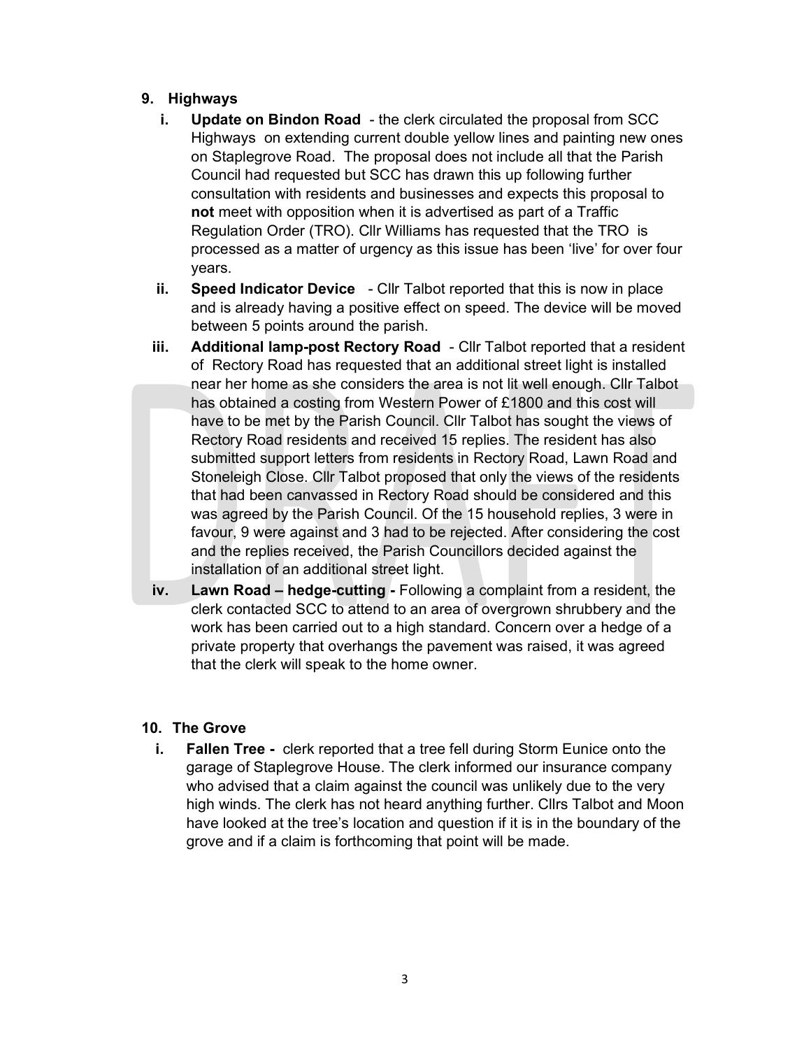## 9. Highways

i. **Update on Bindon Road** - the clerk circulated the proposal from SCC Highways on extending current double yellow lines and painting new ones on Staplegrove Road. The proposal does not include all that the Parish Council had requested but SCC has drawn this up following further consultation with residents and businesses and expects this proposal to **not** meet with opposition when it is advertised as part of a Traffic Regulation Order (TRO). Cllr Williams has requested that the TRO is processed as a matter of urgency as this issue has been 'live' for over four years.

ii. **Speed Indicator Device** - Cllr Talbot reported that this is now in place and is already having a positive effect on speed. The device will be moved between 5 points around the parish.

iii. **Additional lamp-post Rectory Road** - Cllr Talbot reported that a resident of Rectory Road has requested that an additional street light is installed near her home as she considers the area is not lit well enough. Cllr Talbot has obtained a costing from Western Power of £1800 and this cost will have to be met by the Parish Council. Cllr Talbot has sought the views of Rectory Road residents and received 15 replies. The resident has also submitted support letters from residents in Rectory Road, Lawn Road and Stoneleigh Close. Cllr Talbot proposed that only the views of the residents that had been canvassed in Rectory Road should be considered and this was agreed by the Parish Council. Of the 15 household replies, 3 were in favour, 9 were against and 3 had to be rejected. After considering the cost and the replies received, the Parish Councillors decided against the installation of an additional street light.

iv. **Lawn Road – hedge-cutting -** Following a complaint from a resident, the clerk contacted SCC to attend to an area of overgrown shrubbery and the work has been carried out to a high standard. Concern over a hedge of a private property that overhangs the pavement was raised, it was agreed that the clerk will speak to the home owner.

## 10. The Grove

i. **Fallen Tree -** clerk reported that a tree fell during Storm Eunice onto the garage of Staplegrove House. The clerk informed our insurance company who advised that a claim against the council was unlikely due to the very high winds. The clerk has not heard anything further. Cllrs Talbot and Moon have looked at the tree's location and question if it is in the boundary of the grove and if a claim is forthcoming that point will be made.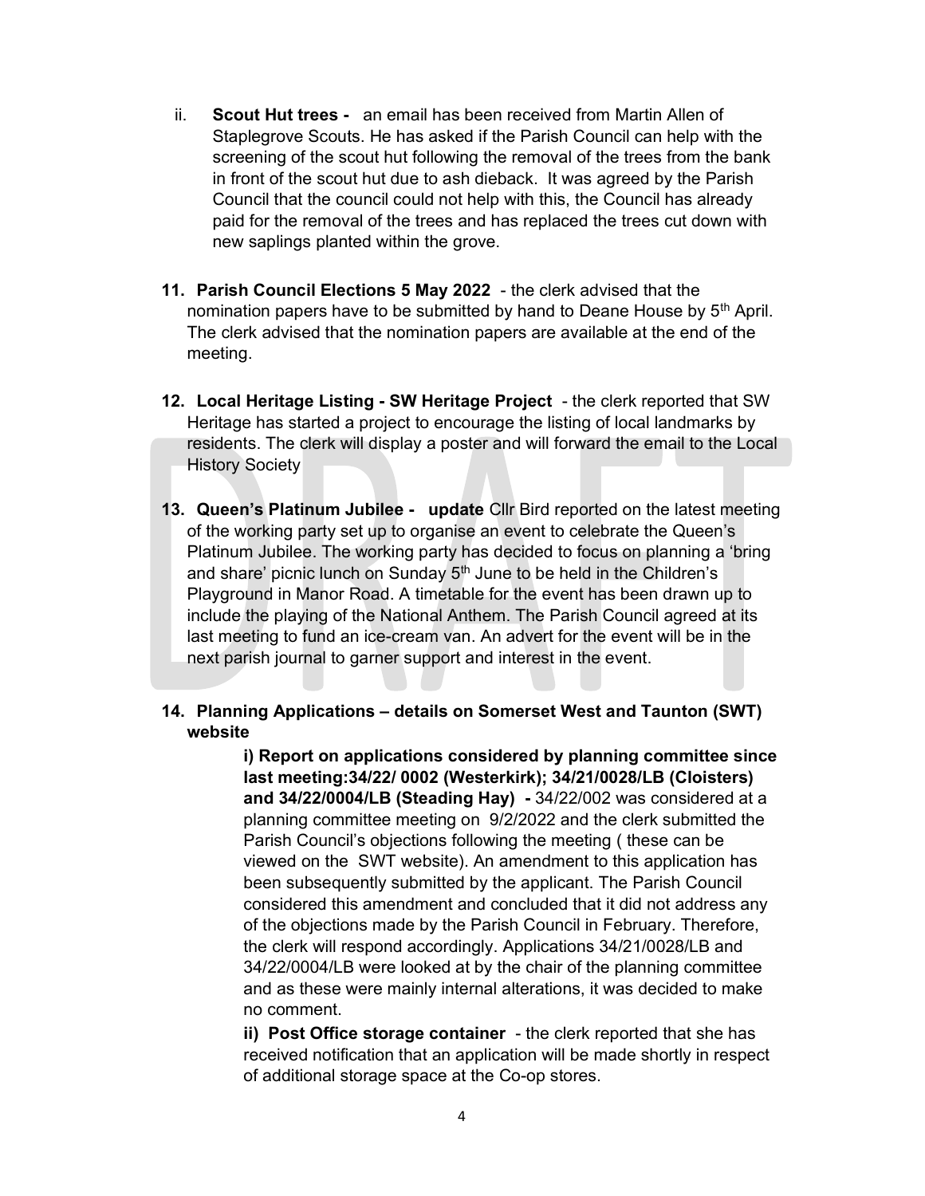ii. **Scout Hut trees -** an email has been received from Martin Allen of Staplegrove Scouts. He has asked if the Parish Council can help with the screening of the scout hut following the removal of the trees from the bank in front of the scout hut due to ash dieback. It was agreed by the Parish Council that the council could not help with this, the Council has already paid for the removal of the trees and has replaced the trees cut down with new saplings planted within the grove.

11. **Parish Council Elections 5 May 2022** - the clerk advised that the nomination papers have to be submitted by hand to Deane House by 5th April. The clerk advised that the nomination papers are available at the end of the meeting.

12. **Local Heritage Listing - SW Heritage Project** - the clerk reported that SW Heritage has started a project to encourage the listing of local landmarks by residents. The clerk will display a poster and will forward the email to the Local History Society

13. **Queen's Platinum Jubilee - update** Cllr Bird reported on the latest meeting of the working party set up to organise an event to celebrate the Queen's Platinum Jubilee. The working party has decided to focus on planning a 'bring and share' picnic lunch on Sunday 5th June to be held in the Children's Playground in Manor Road. A timetable for the event has been drawn up to include the playing of the National Anthem. The Parish Council agreed at its last meeting to fund an ice-cream van. An advert for the event will be in the next parish journal to garner support and interest in the event.

14. **Planning Applications – details on Somerset West and Taunton (SWT) website**

    **i) Report on applications considered by planning committee since last meeting:34/22/ 0002 (Westerkirk); 34/21/0028/LB (Cloisters) and 34/22/0004/LB (Steading Hay) -** 34/22/002 was considered at a planning committee meeting on 9/2/2022 and the clerk submitted the Parish Council's objections following the meeting ( these can be viewed on the SWT website). An amendment to this application has been subsequently submitted by the applicant. The Parish Council considered this amendment and concluded that it did not address any of the objections made by the Parish Council in February. Therefore, the clerk will respond accordingly. Applications 34/21/0028/LB and 34/22/0004/LB were looked at by the chair of the planning committee and as these were mainly internal alterations, it was decided to make no comment.

    **ii) Post Office storage container** - the clerk reported that she has received notification that an application will be made shortly in respect of additional storage space at the Co-op stores.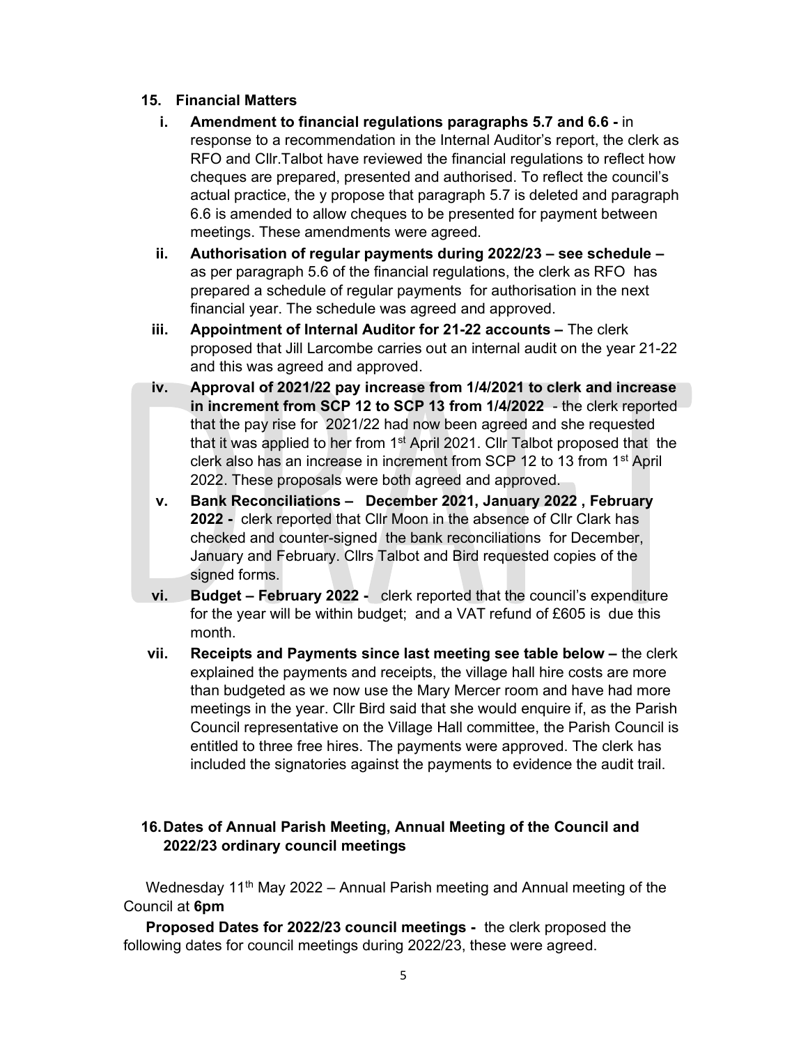## 15. Financial Matters

i. **Amendment to financial regulations paragraphs 5.7 and 6.6 -** in response to a recommendation in the Internal Auditor's report, the clerk as RFO and Cllr.Talbot have reviewed the financial regulations to reflect how cheques are prepared, presented and authorised. To reflect the council's actual practice, the y propose that paragraph 5.7 is deleted and paragraph 6.6 is amended to allow cheques to be presented for payment between meetings. These amendments were agreed.

ii. **Authorisation of regular payments during 2022/23 – see schedule –** as per paragraph 5.6 of the financial regulations, the clerk as RFO has prepared a schedule of regular payments for authorisation in the next financial year. The schedule was agreed and approved.

iii. **Appointment of Internal Auditor for 21-22 accounts –** The clerk proposed that Jill Larcombe carries out an internal audit on the year 21-22 and this was agreed and approved.

iv. **Approval of 2021/22 pay increase from 1/4/2021 to clerk and increase in increment from SCP 12 to SCP 13 from 1/4/2022** - the clerk reported that the pay rise for 2021/22 had now been agreed and she requested that it was applied to her from 1st April 2021. Cllr Talbot proposed that the clerk also has an increase in increment from SCP 12 to 13 from 1st April 2022. These proposals were both agreed and approved.

v. **Bank Reconciliations – December 2021, January 2022 , February 2022 -** clerk reported that Cllr Moon in the absence of Cllr Clark has checked and counter-signed the bank reconciliations for December, January and February. Cllrs Talbot and Bird requested copies of the signed forms.

vi. **Budget – February 2022 -** clerk reported that the council's expenditure for the year will be within budget; and a VAT refund of £605 is due this month.

vii. **Receipts and Payments since last meeting see table below –** the clerk explained the payments and receipts, the village hall hire costs are more than budgeted as we now use the Mary Mercer room and have had more meetings in the year. Cllr Bird said that she would enquire if, as the Parish Council representative on the Village Hall committee, the Parish Council is entitled to three free hires. The payments were approved. The clerk has included the signatories against the payments to evidence the audit trail.

## 16. Dates of Annual Parish Meeting, Annual Meeting of the Council and 2022/23 ordinary council meetings

Wednesday 11th May 2022 – Annual Parish meeting and Annual meeting of the Council at **6pm**

**Proposed Dates for 2022/23 council meetings -** the clerk proposed the following dates for council meetings during 2022/23, these were agreed.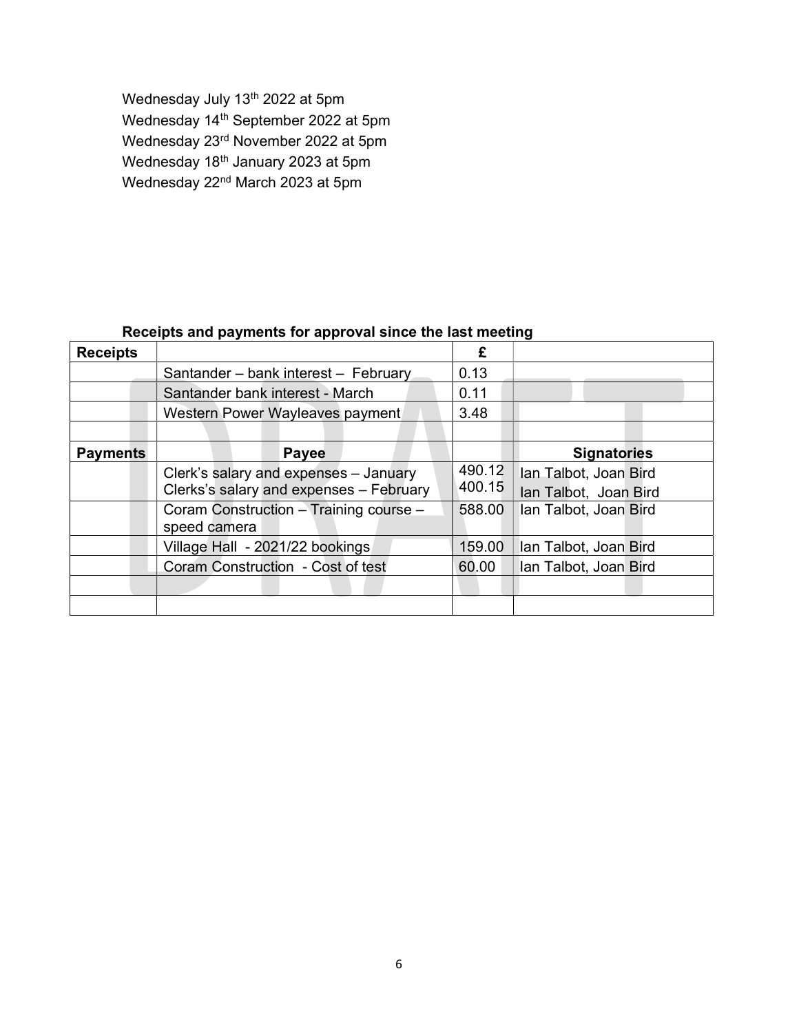Wednesday July 13th 2022 at 5pm
Wednesday 14th September 2022 at 5pm
Wednesday 23rd November 2022 at 5pm
Wednesday 18th January 2023 at 5pm
Wednesday 22nd March 2023 at 5pm

**Receipts and payments for approval since the last meeting**

| **Receipts** | | **£** | |
|---|---|---|---|
| | Santander – bank interest – February | 0.13 | |
| | Santander bank interest - March | 0.11 | |
| | Western Power Wayleaves payment | 3.48 | |
| | | | |
| **Payments** | **Payee** | | **Signatories** |
| | Clerk's salary and expenses – January<br>Clerks's salary and expenses – February | 490.12<br>400.15 | Ian Talbot, Joan Bird<br>Ian Talbot, Joan Bird |
| | Coram Construction – Training course – speed camera | 588.00 | Ian Talbot, Joan Bird |
| | Village Hall - 2021/22 bookings | 159.00 | Ian Talbot, Joan Bird |
| | Coram Construction - Cost of test | 60.00 | Ian Talbot, Joan Bird |
| | | | |
| | | | |